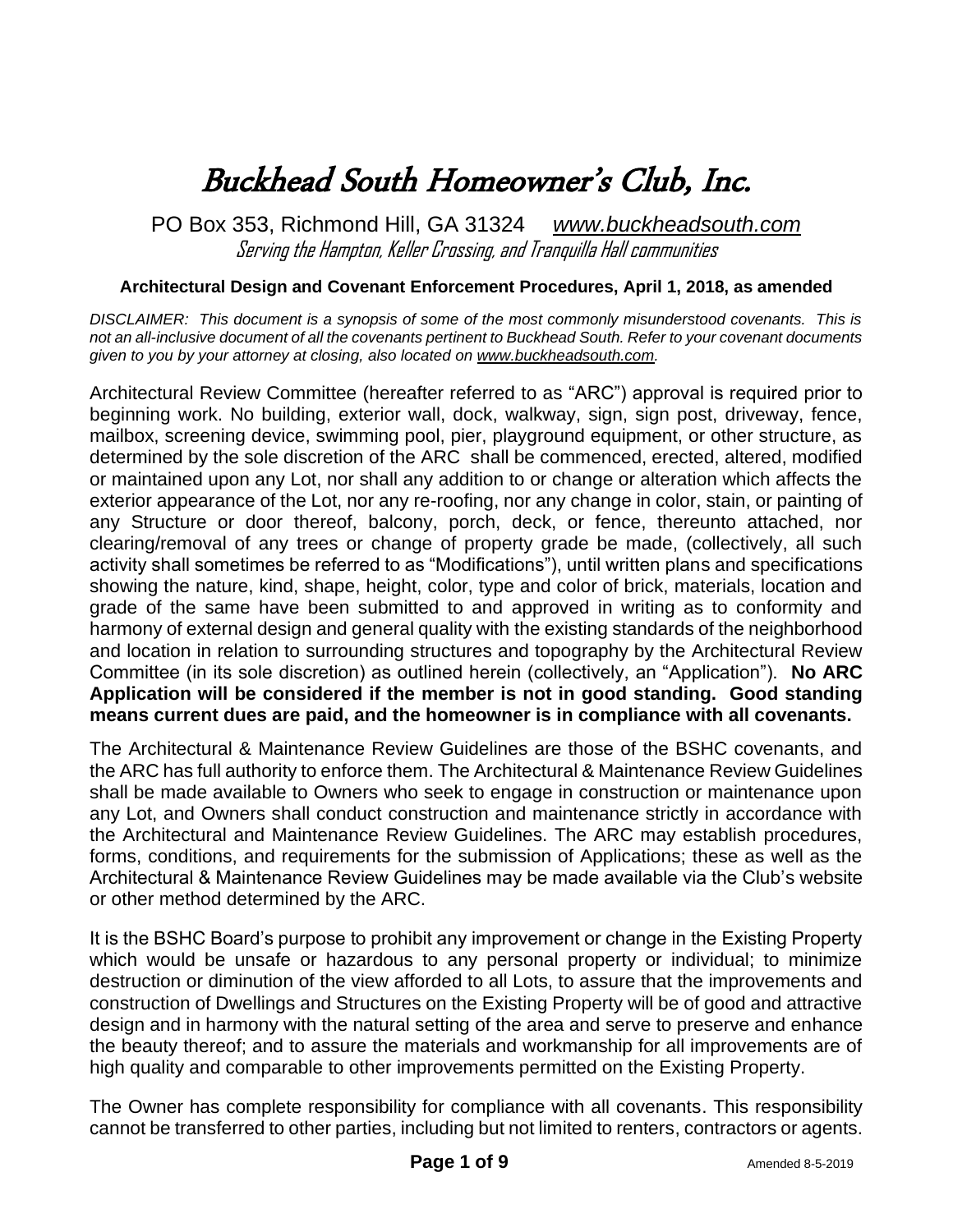# Buckhead South Homeowner's Club, Inc.

PO Box 353, Richmond Hill, GA 31324 *www.buckheadsouth.com*

Serving the Hampton, Keller Crossing, and Tranquilla Hall communities

**Architectural Design and Covenant Enforcement Procedures, April 1, 2018, as amended**

*DISCLAIMER: This document is a synopsis of some of the most commonly misunderstood covenants. This is not an all-inclusive document of all the covenants pertinent to Buckhead South. Refer to your covenant documents given to you by your attorney at closing, also located on www.buckheadsouth.com.*

Architectural Review Committee (hereafter referred to as "ARC") approval is required prior to beginning work. No building, exterior wall, dock, walkway, sign, sign post, driveway, fence, mailbox, screening device, swimming pool, pier, playground equipment, or other structure, as determined by the sole discretion of the ARC shall be commenced, erected, altered, modified or maintained upon any Lot, nor shall any addition to or change or alteration which affects the exterior appearance of the Lot, nor any re-roofing, nor any change in color, stain, or painting of any Structure or door thereof, balcony, porch, deck, or fence, thereunto attached, nor clearing/removal of any trees or change of property grade be made, (collectively, all such activity shall sometimes be referred to as "Modifications"), until written plans and specifications showing the nature, kind, shape, height, color, type and color of brick, materials, location and grade of the same have been submitted to and approved in writing as to conformity and harmony of external design and general quality with the existing standards of the neighborhood and location in relation to surrounding structures and topography by the Architectural Review Committee (in its sole discretion) as outlined herein (collectively, an "Application"). **No ARC Application will be considered if the member is not in good standing. Good standing means current dues are paid, and the homeowner is in compliance with all covenants.**

The Architectural & Maintenance Review Guidelines are those of the BSHC covenants, and the ARC has full authority to enforce them. The Architectural & Maintenance Review Guidelines shall be made available to Owners who seek to engage in construction or maintenance upon any Lot, and Owners shall conduct construction and maintenance strictly in accordance with the Architectural and Maintenance Review Guidelines. The ARC may establish procedures, forms, conditions, and requirements for the submission of Applications; these as well as the Architectural & Maintenance Review Guidelines may be made available via the Club's website or other method determined by the ARC.

It is the BSHC Board's purpose to prohibit any improvement or change in the Existing Property which would be unsafe or hazardous to any personal property or individual; to minimize destruction or diminution of the view afforded to all Lots, to assure that the improvements and construction of Dwellings and Structures on the Existing Property will be of good and attractive design and in harmony with the natural setting of the area and serve to preserve and enhance the beauty thereof; and to assure the materials and workmanship for all improvements are of high quality and comparable to other improvements permitted on the Existing Property.

The Owner has complete responsibility for compliance with all covenants. This responsibility cannot be transferred to other parties, including but not limited to renters, contractors or agents.

Amended 8-5-2019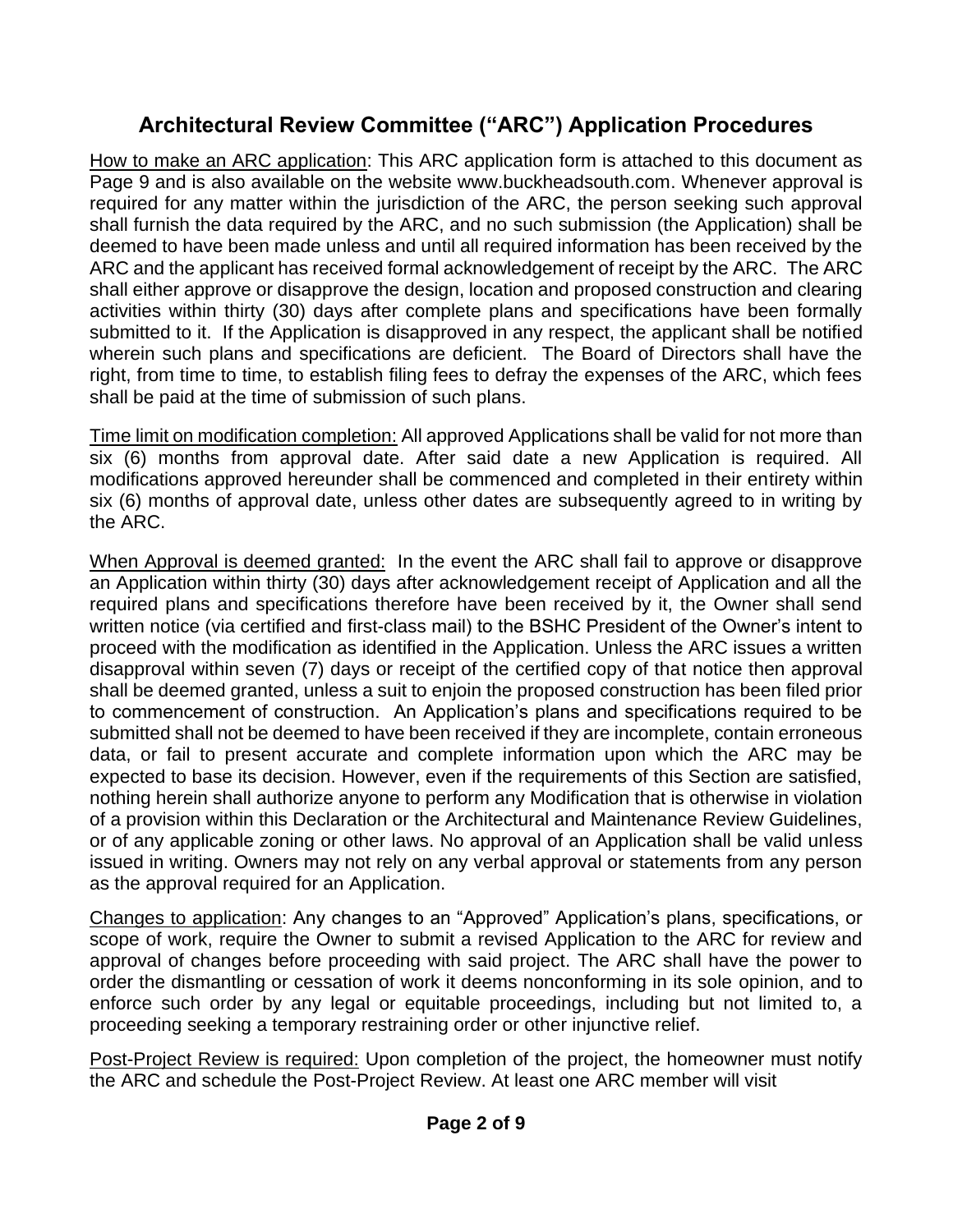# Architectural Review Committee ("ARC") Application Procedures

<u>How to make an ARC application</u>: This ARC application form is attached to this document as Page 9 and is also available on the website www.buckheadsouth.com. Whenever approval is required for any matter within the jurisdiction of the ARC, the person seeking such approval shall furnish the data required by the ARC, and no such submission (the Application) shall be deemed to have been made unless and until all required information has been received by the ARC and the applicant has received formal acknowledgement of receipt by the ARC. The ARC shall either approve or disapprove the design, location and proposed construction and clearing activities within thirty (30) days after complete plans and specifications have been formally submitted to it. If the Application is disapproved in any respect, the applicant shall be notified wherein such plans and specifications are deficient. The Board of Directors shall have the right, from time to time, to establish filing fees to defray the expenses of the ARC, which fees shall be paid at the time of submission of such plans.

<u>Time limit on modification completion:</u> All approved Applications shall be valid for not more than six (6) months from approval date. After said date a new Application is required. All modifications approved hereunder shall be commenced and completed in their entirety within six (6) months of approval date, unless other dates are subsequently agreed to in writing by the ARC.

<u>When Approval is deemed granted:</u> In the event the ARC shall fail to approve or disapprove an Application within thirty (30) days after acknowledgement receipt of Application and all the required plans and specifications therefore have been received by it, the Owner shall send written notice (via certified and first-class mail) to the BSHC President of the Owner's intent to proceed with the modification as identified in the Application. Unless the ARC issues a written disapproval within seven (7) days or receipt of the certified copy of that notice then approval shall be deemed granted, unless a suit to enjoin the proposed construction has been filed prior to commencement of construction. An Application's plans and specifications required to be submitted shall not be deemed to have been received if they are incomplete, contain erroneous data, or fail to present accurate and complete information upon which the ARC may be expected to base its decision. However, even if the requirements of this Section are satisfied, nothing herein shall authorize anyone to perform any Modification that is otherwise in violation of a provision within this Declaration or the Architectural and Maintenance Review Guidelines, or of any applicable zoning or other laws. No approval of an Application shall be valid unless issued in writing. Owners may not rely on any verbal approval or statements from any person as the approval required for an Application.

<u>Changes to application</u>: Any changes to an "Approved" Application's plans, specifications, or scope of work, require the Owner to submit a revised Application to the ARC for review and approval of changes before proceeding with said project. The ARC shall have the power to order the dismantling or cessation of work it deems nonconforming in its sole opinion, and to enforce such order by any legal or equitable proceedings, including but not limited to, a proceeding seeking a temporary restraining order or other injunctive relief.

<u>Post-Project Review is required:</u> Upon completion of the project, the homeowner must notify the ARC and schedule the Post-Project Review. At least one ARC member will visit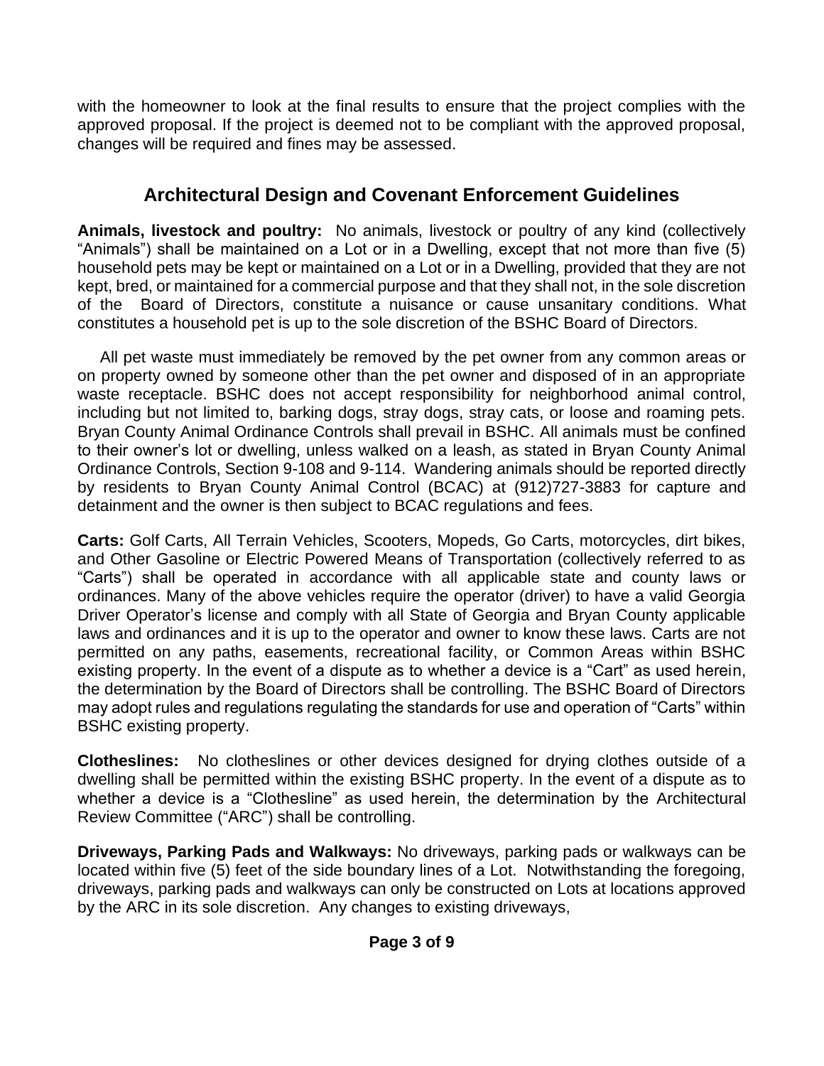with the homeowner to look at the final results to ensure that the project complies with the approved proposal. If the project is deemed not to be compliant with the approved proposal, changes will be required and fines may be assessed.

## Architectural Design and Covenant Enforcement Guidelines

**Animals, livestock and poultry:** No animals, livestock or poultry of any kind (collectively "Animals") shall be maintained on a Lot or in a Dwelling, except that not more than five (5) household pets may be kept or maintained on a Lot or in a Dwelling, provided that they are not kept, bred, or maintained for a commercial purpose and that they shall not, in the sole discretion of the Board of Directors, constitute a nuisance or cause unsanitary conditions. What constitutes a household pet is up to the sole discretion of the BSHC Board of Directors.

All pet waste must immediately be removed by the pet owner from any common areas or on property owned by someone other than the pet owner and disposed of in an appropriate waste receptacle. BSHC does not accept responsibility for neighborhood animal control, including but not limited to, barking dogs, stray dogs, stray cats, or loose and roaming pets. Bryan County Animal Ordinance Controls shall prevail in BSHC. All animals must be confined to their owner's lot or dwelling, unless walked on a leash, as stated in Bryan County Animal Ordinance Controls, Section 9-108 and 9-114. Wandering animals should be reported directly by residents to Bryan County Animal Control (BCAC) at (912)727-3883 for capture and detainment and the owner is then subject to BCAC regulations and fees.

**Carts:** Golf Carts, All Terrain Vehicles, Scooters, Mopeds, Go Carts, motorcycles, dirt bikes, and Other Gasoline or Electric Powered Means of Transportation (collectively referred to as "Carts") shall be operated in accordance with all applicable state and county laws or ordinances. Many of the above vehicles require the operator (driver) to have a valid Georgia Driver Operator's license and comply with all State of Georgia and Bryan County applicable laws and ordinances and it is up to the operator and owner to know these laws. Carts are not permitted on any paths, easements, recreational facility, or Common Areas within BSHC existing property. In the event of a dispute as to whether a device is a "Cart" as used herein, the determination by the Board of Directors shall be controlling. The BSHC Board of Directors may adopt rules and regulations regulating the standards for use and operation of "Carts" within BSHC existing property.

**Clotheslines:** No clotheslines or other devices designed for drying clothes outside of a dwelling shall be permitted within the existing BSHC property. In the event of a dispute as to whether a device is a "Clothesline" as used herein, the determination by the Architectural Review Committee ("ARC") shall be controlling.

**Driveways, Parking Pads and Walkways:** No driveways, parking pads or walkways can be located within five (5) feet of the side boundary lines of a Lot. Notwithstanding the foregoing, driveways, parking pads and walkways can only be constructed on Lots at locations approved by the ARC in its sole discretion. Any changes to existing driveways,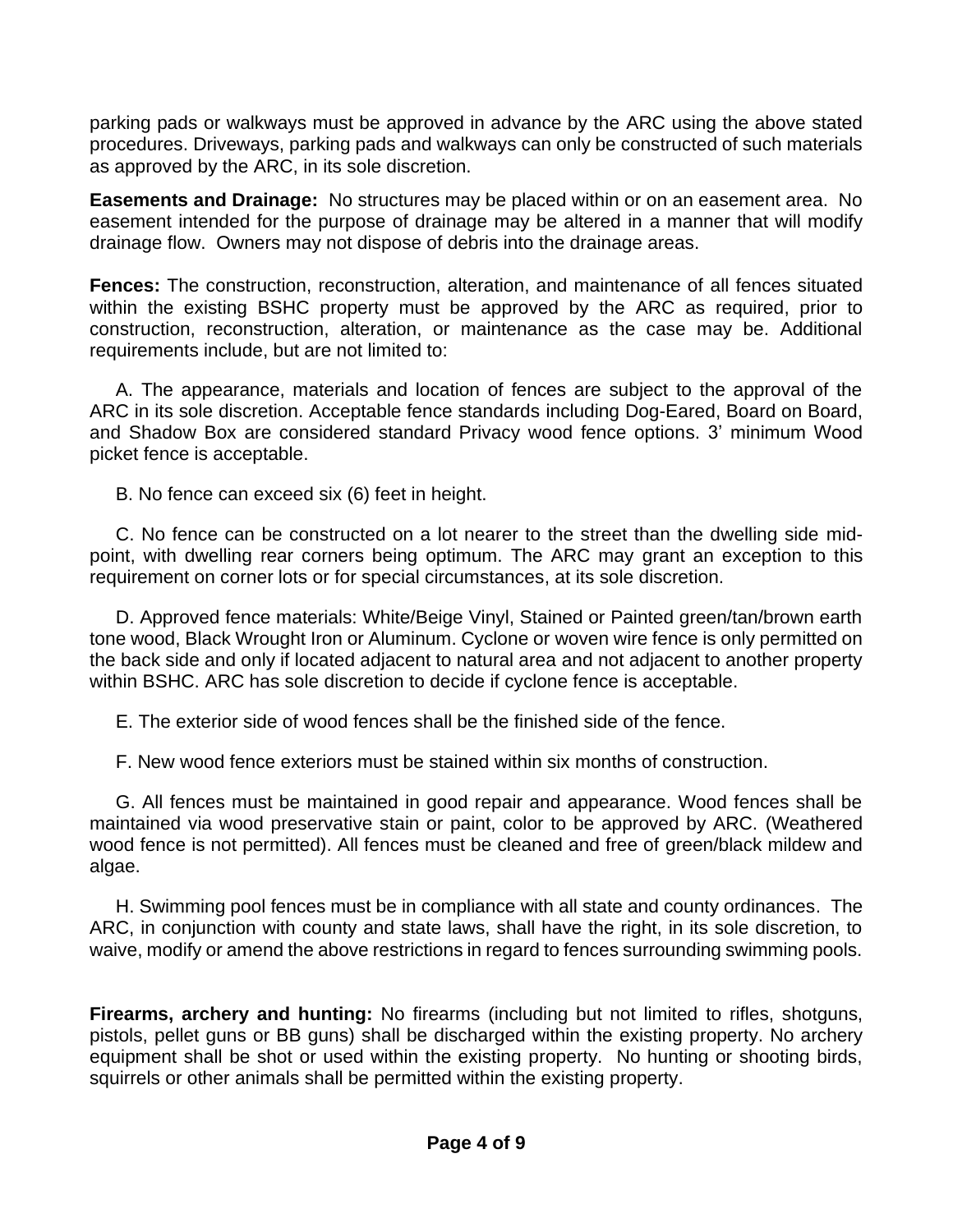parking pads or walkways must be approved in advance by the ARC using the above stated procedures. Driveways, parking pads and walkways can only be constructed of such materials as approved by the ARC, in its sole discretion.

**Easements and Drainage:** No structures may be placed within or on an easement area. No easement intended for the purpose of drainage may be altered in a manner that will modify drainage flow. Owners may not dispose of debris into the drainage areas.

**Fences:** The construction, reconstruction, alteration, and maintenance of all fences situated within the existing BSHC property must be approved by the ARC as required, prior to construction, reconstruction, alteration, or maintenance as the case may be. Additional requirements include, but are not limited to:

A. The appearance, materials and location of fences are subject to the approval of the ARC in its sole discretion. Acceptable fence standards including Dog-Eared, Board on Board, and Shadow Box are considered standard Privacy wood fence options. 3' minimum Wood picket fence is acceptable.

B. No fence can exceed six (6) feet in height.

C. No fence can be constructed on a lot nearer to the street than the dwelling side mid-point, with dwelling rear corners being optimum. The ARC may grant an exception to this requirement on corner lots or for special circumstances, at its sole discretion.

D. Approved fence materials: White/Beige Vinyl, Stained or Painted green/tan/brown earth tone wood, Black Wrought Iron or Aluminum. Cyclone or woven wire fence is only permitted on the back side and only if located adjacent to natural area and not adjacent to another property within BSHC. ARC has sole discretion to decide if cyclone fence is acceptable.

E. The exterior side of wood fences shall be the finished side of the fence.

F. New wood fence exteriors must be stained within six months of construction.

G. All fences must be maintained in good repair and appearance. Wood fences shall be maintained via wood preservative stain or paint, color to be approved by ARC. (Weathered wood fence is not permitted). All fences must be cleaned and free of green/black mildew and algae.

H. Swimming pool fences must be in compliance with all state and county ordinances. The ARC, in conjunction with county and state laws, shall have the right, in its sole discretion, to waive, modify or amend the above restrictions in regard to fences surrounding swimming pools.

**Firearms, archery and hunting:** No firearms (including but not limited to rifles, shotguns, pistols, pellet guns or BB guns) shall be discharged within the existing property. No archery equipment shall be shot or used within the existing property. No hunting or shooting birds, squirrels or other animals shall be permitted within the existing property.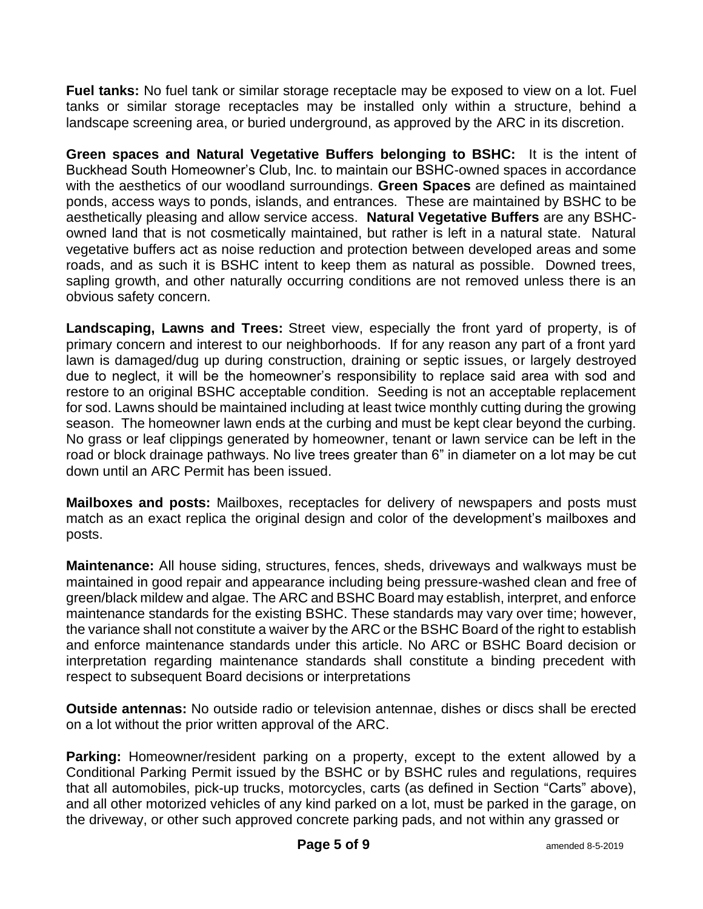**Fuel tanks:** No fuel tank or similar storage receptacle may be exposed to view on a lot. Fuel tanks or similar storage receptacles may be installed only within a structure, behind a landscape screening area, or buried underground, as approved by the ARC in its discretion.

**Green spaces and Natural Vegetative Buffers belonging to BSHC:** It is the intent of Buckhead South Homeowner's Club, Inc. to maintain our BSHC-owned spaces in accordance with the aesthetics of our woodland surroundings. **Green Spaces** are defined as maintained ponds, access ways to ponds, islands, and entrances. These are maintained by BSHC to be aesthetically pleasing and allow service access. **Natural Vegetative Buffers** are any BSHC-owned land that is not cosmetically maintained, but rather is left in a natural state. Natural vegetative buffers act as noise reduction and protection between developed areas and some roads, and as such it is BSHC intent to keep them as natural as possible. Downed trees, sapling growth, and other naturally occurring conditions are not removed unless there is an obvious safety concern.

**Landscaping, Lawns and Trees:** Street view, especially the front yard of property, is of primary concern and interest to our neighborhoods. If for any reason any part of a front yard lawn is damaged/dug up during construction, draining or septic issues, or largely destroyed due to neglect, it will be the homeowner's responsibility to replace said area with sod and restore to an original BSHC acceptable condition. Seeding is not an acceptable replacement for sod. Lawns should be maintained including at least twice monthly cutting during the growing season. The homeowner lawn ends at the curbing and must be kept clear beyond the curbing. No grass or leaf clippings generated by homeowner, tenant or lawn service can be left in the road or block drainage pathways. No live trees greater than 6" in diameter on a lot may be cut down until an ARC Permit has been issued.

**Mailboxes and posts:** Mailboxes, receptacles for delivery of newspapers and posts must match as an exact replica the original design and color of the development's mailboxes and posts.

**Maintenance:** All house siding, structures, fences, sheds, driveways and walkways must be maintained in good repair and appearance including being pressure-washed clean and free of green/black mildew and algae. The ARC and BSHC Board may establish, interpret, and enforce maintenance standards for the existing BSHC. These standards may vary over time; however, the variance shall not constitute a waiver by the ARC or the BSHC Board of the right to establish and enforce maintenance standards under this article. No ARC or BSHC Board decision or interpretation regarding maintenance standards shall constitute a binding precedent with respect to subsequent Board decisions or interpretations

**Outside antennas:** No outside radio or television antennae, dishes or discs shall be erected on a lot without the prior written approval of the ARC.

**Parking:** Homeowner/resident parking on a property, except to the extent allowed by a Conditional Parking Permit issued by the BSHC or by BSHC rules and regulations, requires that all automobiles, pick-up trucks, motorcycles, carts (as defined in Section "Carts" above), and all other motorized vehicles of any kind parked on a lot, must be parked in the garage, on the driveway, or other such approved concrete parking pads, and not within any grassed or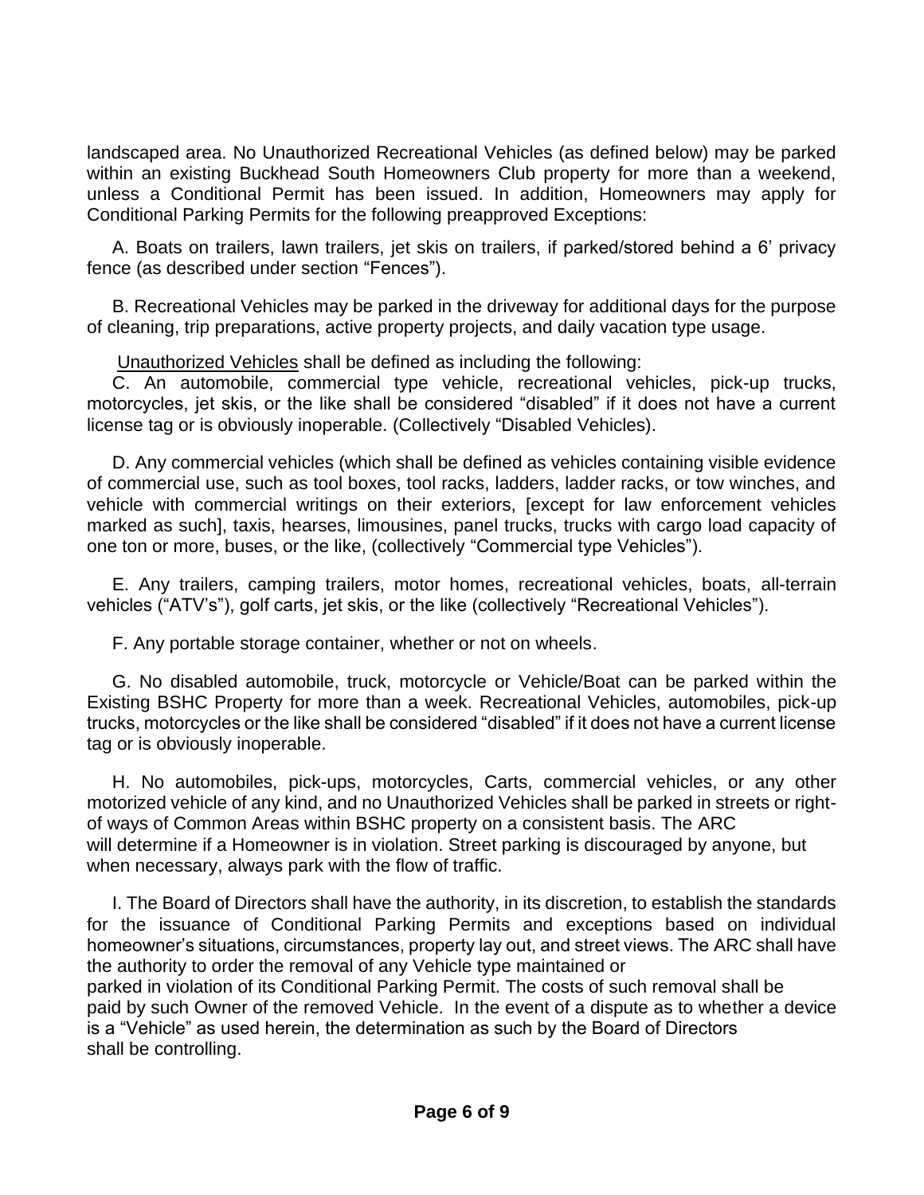landscaped area. No Unauthorized Recreational Vehicles (as defined below) may be parked within an existing Buckhead South Homeowners Club property for more than a weekend, unless a Conditional Permit has been issued. In addition, Homeowners may apply for Conditional Parking Permits for the following preapproved Exceptions:

A. Boats on trailers, lawn trailers, jet skis on trailers, if parked/stored behind a 6' privacy fence (as described under section "Fences").

B. Recreational Vehicles may be parked in the driveway for additional days for the purpose of cleaning, trip preparations, active property projects, and daily vacation type usage.

Unauthorized Vehicles shall be defined as including the following:

C. An automobile, commercial type vehicle, recreational vehicles, pick-up trucks, motorcycles, jet skis, or the like shall be considered "disabled" if it does not have a current license tag or is obviously inoperable. (Collectively "Disabled Vehicles).

D. Any commercial vehicles (which shall be defined as vehicles containing visible evidence of commercial use, such as tool boxes, tool racks, ladders, ladder racks, or tow winches, and vehicle with commercial writings on their exteriors, [except for law enforcement vehicles marked as such], taxis, hearses, limousines, panel trucks, trucks with cargo load capacity of one ton or more, buses, or the like, (collectively "Commercial type Vehicles").

E. Any trailers, camping trailers, motor homes, recreational vehicles, boats, all-terrain vehicles ("ATV's"), golf carts, jet skis, or the like (collectively "Recreational Vehicles").

F. Any portable storage container, whether or not on wheels.

G. No disabled automobile, truck, motorcycle or Vehicle/Boat can be parked within the Existing BSHC Property for more than a week. Recreational Vehicles, automobiles, pick-up trucks, motorcycles or the like shall be considered "disabled" if it does not have a current license tag or is obviously inoperable.

H. No automobiles, pick-ups, motorcycles, Carts, commercial vehicles, or any other motorized vehicle of any kind, and no Unauthorized Vehicles shall be parked in streets or right-of ways of Common Areas within BSHC property on a consistent basis. The ARC will determine if a Homeowner is in violation. Street parking is discouraged by anyone, but when necessary, always park with the flow of traffic.

I. The Board of Directors shall have the authority, in its discretion, to establish the standards for the issuance of Conditional Parking Permits and exceptions based on individual homeowner's situations, circumstances, property lay out, and street views. The ARC shall have the authority to order the removal of any Vehicle type maintained or parked in violation of its Conditional Parking Permit. The costs of such removal shall be paid by such Owner of the removed Vehicle. In the event of a dispute as to whether a device is a "Vehicle" as used herein, the determination as such by the Board of Directors shall be controlling.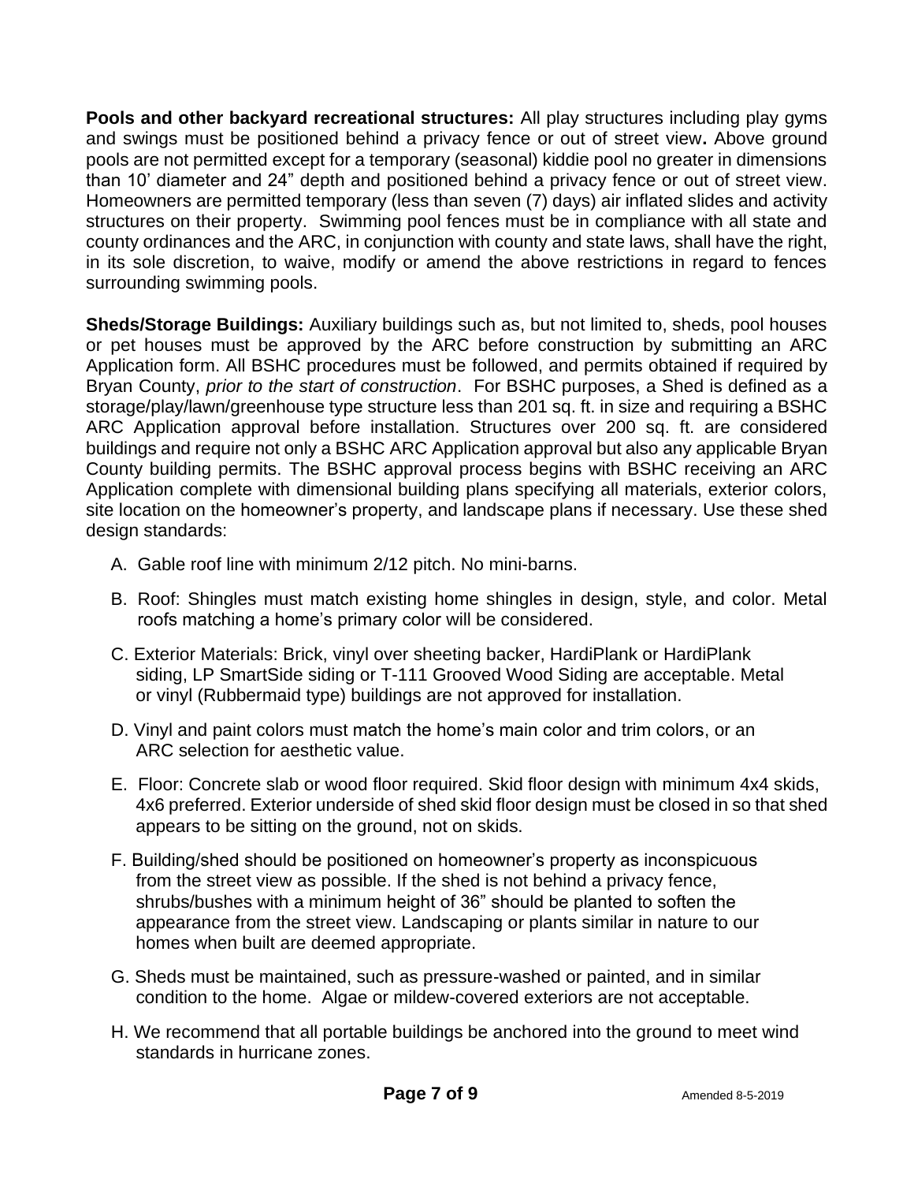**Pools and other backyard recreational structures:** All play structures including play gyms and swings must be positioned behind a privacy fence or out of street view**.** Above ground pools are not permitted except for a temporary (seasonal) kiddie pool no greater in dimensions than 10' diameter and 24" depth and positioned behind a privacy fence or out of street view. Homeowners are permitted temporary (less than seven (7) days) air inflated slides and activity structures on their property. Swimming pool fences must be in compliance with all state and county ordinances and the ARC, in conjunction with county and state laws, shall have the right, in its sole discretion, to waive, modify or amend the above restrictions in regard to fences surrounding swimming pools.

**Sheds/Storage Buildings:** Auxiliary buildings such as, but not limited to, sheds, pool houses or pet houses must be approved by the ARC before construction by submitting an ARC Application form. All BSHC procedures must be followed, and permits obtained if required by Bryan County, *prior to the start of construction*. For BSHC purposes, a Shed is defined as a storage/play/lawn/greenhouse type structure less than 201 sq. ft. in size and requiring a BSHC ARC Application approval before installation. Structures over 200 sq. ft. are considered buildings and require not only a BSHC ARC Application approval but also any applicable Bryan County building permits. The BSHC approval process begins with BSHC receiving an ARC Application complete with dimensional building plans specifying all materials, exterior colors, site location on the homeowner's property, and landscape plans if necessary. Use these shed design standards:

A. Gable roof line with minimum 2/12 pitch. No mini-barns.

B. Roof: Shingles must match existing home shingles in design, style, and color. Metal roofs matching a home's primary color will be considered.

C. Exterior Materials: Brick, vinyl over sheeting backer, HardiPlank or HardiPlank siding, LP SmartSide siding or T-111 Grooved Wood Siding are acceptable. Metal or vinyl (Rubbermaid type) buildings are not approved for installation.

D. Vinyl and paint colors must match the home's main color and trim colors, or an ARC selection for aesthetic value.

E. Floor: Concrete slab or wood floor required. Skid floor design with minimum 4x4 skids, 4x6 preferred. Exterior underside of shed skid floor design must be closed in so that shed appears to be sitting on the ground, not on skids.

F. Building/shed should be positioned on homeowner's property as inconspicuous from the street view as possible. If the shed is not behind a privacy fence, shrubs/bushes with a minimum height of 36" should be planted to soften the appearance from the street view. Landscaping or plants similar in nature to our homes when built are deemed appropriate.

G. Sheds must be maintained, such as pressure-washed or painted, and in similar condition to the home. Algae or mildew-covered exteriors are not acceptable.

H. We recommend that all portable buildings be anchored into the ground to meet wind standards in hurricane zones.

Amended 8-5-2019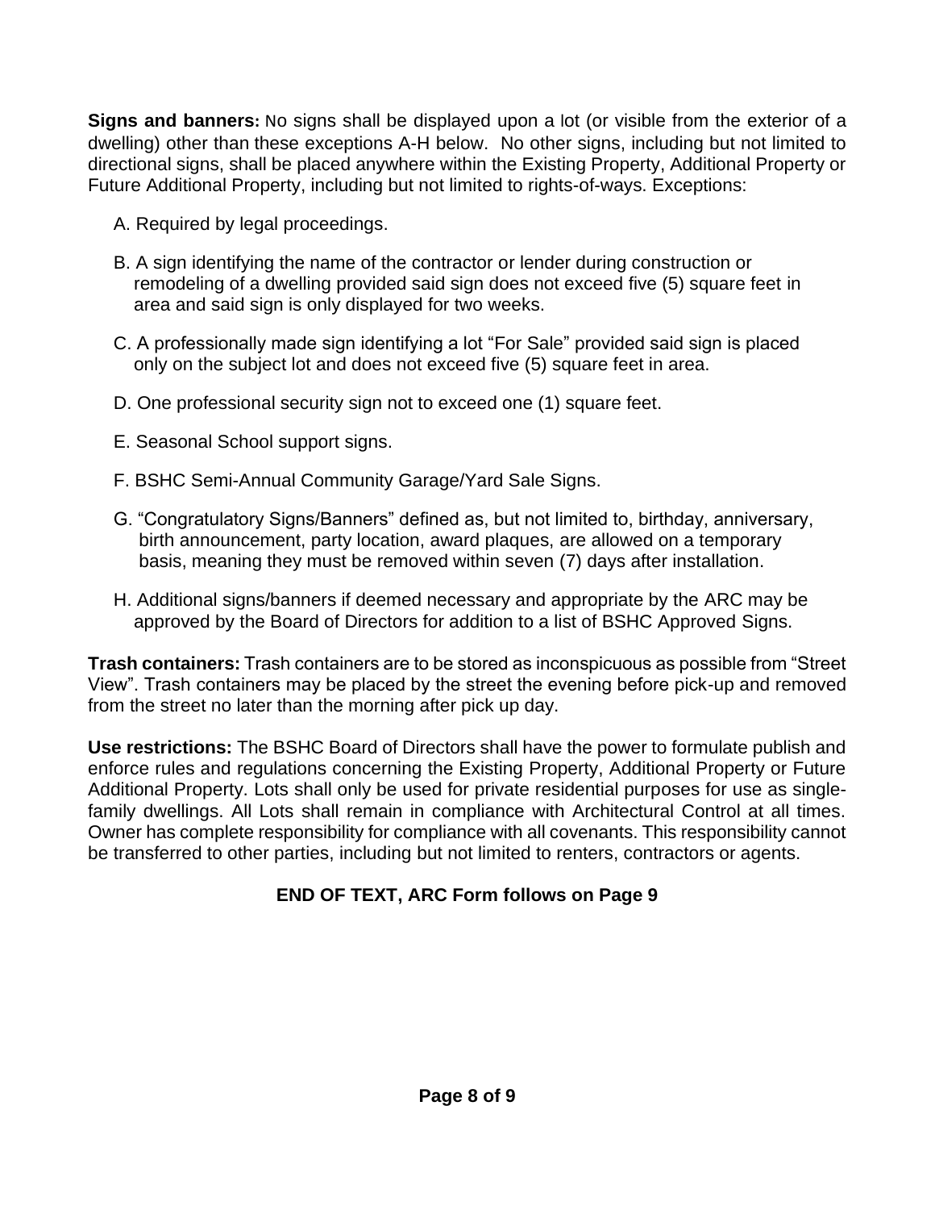**Signs and banners:** No signs shall be displayed upon a lot (or visible from the exterior of a dwelling) other than these exceptions A-H below. No other signs, including but not limited to directional signs, shall be placed anywhere within the Existing Property, Additional Property or Future Additional Property, including but not limited to rights-of-ways. Exceptions:

A. Required by legal proceedings.

B. A sign identifying the name of the contractor or lender during construction or remodeling of a dwelling provided said sign does not exceed five (5) square feet in area and said sign is only displayed for two weeks.

C. A professionally made sign identifying a lot "For Sale" provided said sign is placed only on the subject lot and does not exceed five (5) square feet in area.

D. One professional security sign not to exceed one (1) square feet.

E. Seasonal School support signs.

F. BSHC Semi-Annual Community Garage/Yard Sale Signs.

G. "Congratulatory Signs/Banners" defined as, but not limited to, birthday, anniversary, birth announcement, party location, award plaques, are allowed on a temporary basis, meaning they must be removed within seven (7) days after installation.

H. Additional signs/banners if deemed necessary and appropriate by the ARC may be approved by the Board of Directors for addition to a list of BSHC Approved Signs.

**Trash containers:** Trash containers are to be stored as inconspicuous as possible from "Street View". Trash containers may be placed by the street the evening before pick-up and removed from the street no later than the morning after pick up day.

**Use restrictions:** The BSHC Board of Directors shall have the power to formulate publish and enforce rules and regulations concerning the Existing Property, Additional Property or Future Additional Property. Lots shall only be used for private residential purposes for use as single-family dwellings. All Lots shall remain in compliance with Architectural Control at all times. Owner has complete responsibility for compliance with all covenants. This responsibility cannot be transferred to other parties, including but not limited to renters, contractors or agents.

**END OF TEXT, ARC Form follows on Page 9**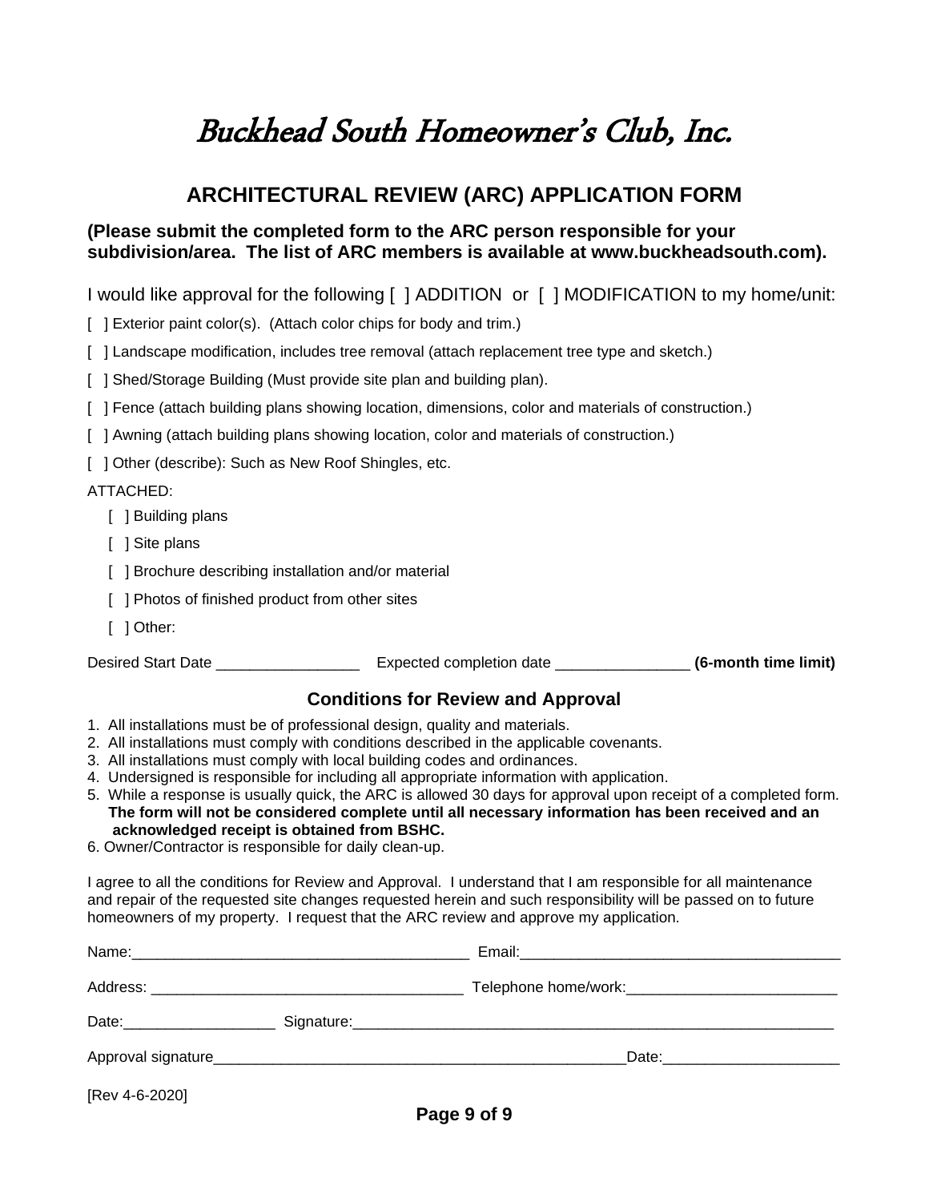# Buckhead South Homeowner's Club, Inc.

## ARCHITECTURAL REVIEW (ARC) APPLICATION FORM

**(Please submit the completed form to the ARC person responsible for your subdivision/area. The list of ARC members is available at www.buckheadsouth.com).**

I would like approval for the following [ ] ADDITION or [ ] MODIFICATION to my home/unit:

[ ] Exterior paint color(s). (Attach color chips for body and trim.)

[ ] Landscape modification, includes tree removal (attach replacement tree type and sketch.)

[ ] Shed/Storage Building (Must provide site plan and building plan).

[ ] Fence (attach building plans showing location, dimensions, color and materials of construction.)

[ ] Awning (attach building plans showing location, color and materials of construction.)

[ ] Other (describe): Such as New Roof Shingles, etc.

ATTACHED:

- [ ] Building plans
- [ ] Site plans
- [ ] Brochure describing installation and/or material
- [ ] Photos of finished product from other sites
- [ ] Other:

Desired Start Date _________________ Expected completion date ________________ **(6-month time limit)**

### Conditions for Review and Approval

1. All installations must be of professional design, quality and materials.
2. All installations must comply with conditions described in the applicable covenants.
3. All installations must comply with local building codes and ordinances.
4. Undersigned is responsible for including all appropriate information with application.
5. While a response is usually quick, the ARC is allowed 30 days for approval upon receipt of a completed form. **The form will not be considered complete until all necessary information has been received and an acknowledged receipt is obtained from BSHC.**
6. Owner/Contractor is responsible for daily clean-up.

I agree to all the conditions for Review and Approval. I understand that I am responsible for all maintenance and repair of the requested site changes requested herein and such responsibility will be passed on to future homeowners of my property. I request that the ARC review and approve my application.

Name:_________________________________________ Email:_______________________________________

Address: ______________________________________ Telephone home/work:_________________________

Date:__________________ Signature:___________________________________________________________

Approval signature__________________________________________________Date:_____________________

[Rev 4-6-2020]